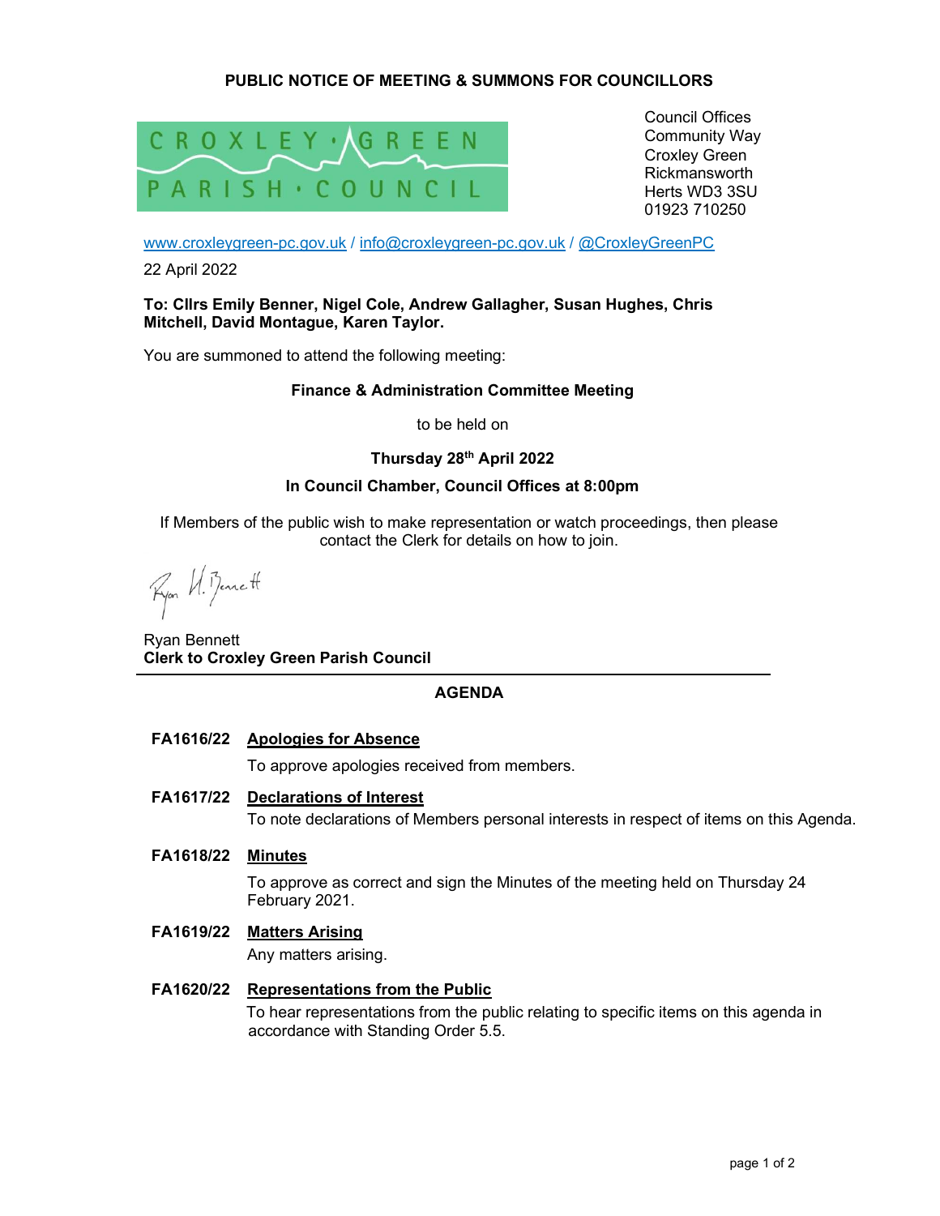**PUBLIC NOTICE OF MEETING & SUMMONS FOR COUNCILLORS**

CROXLEY GREEN PARISH COUNCIL

Council Offices
Community Way
Croxley Green
Rickmansworth
Herts WD3 3SU
01923 710250

www.croxleygreen-pc.gov.uk / info@croxleygreen-pc.gov.uk / @CroxleyGreenPC

22 April 2022

**To: Cllrs Emily Benner, Nigel Cole, Andrew Gallagher, Susan Hughes, Chris Mitchell, David Montague, Karen Taylor.**

You are summoned to attend the following meeting:

**Finance & Administration Committee Meeting**

to be held on

**Thursday 28th April 2022**

**In Council Chamber, Council Offices at 8:00pm**

If Members of the public wish to make representation or watch proceedings, then please contact the Clerk for details on how to join.

Ryan Bennett
**Clerk to Croxley Green Parish Council**

---

## AGENDA

**FA1616/22 Apologies for Absence**

To approve apologies received from members.

**FA1617/22 Declarations of Interest**

To note declarations of Members personal interests in respect of items on this Agenda.

**FA1618/22 Minutes**

To approve as correct and sign the Minutes of the meeting held on Thursday 24 February 2021.

**FA1619/22 Matters Arising**

Any matters arising.

**FA1620/22 Representations from the Public**

To hear representations from the public relating to specific items on this agenda in accordance with Standing Order 5.5.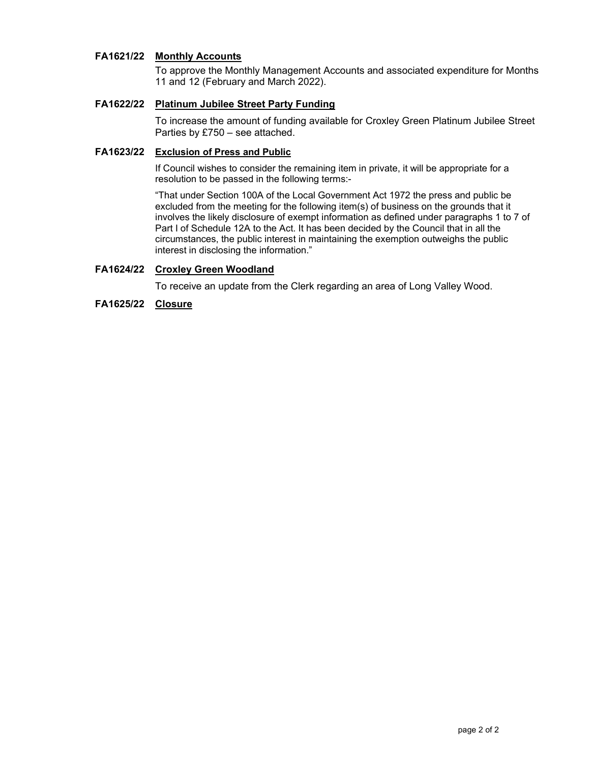**FA1621/22 Monthly Accounts**

To approve the Monthly Management Accounts and associated expenditure for Months 11 and 12 (February and March 2022).

**FA1622/22 Platinum Jubilee Street Party Funding**

To increase the amount of funding available for Croxley Green Platinum Jubilee Street Parties by £750 – see attached.

**FA1623/22 Exclusion of Press and Public**

If Council wishes to consider the remaining item in private, it will be appropriate for a resolution to be passed in the following terms:-

"That under Section 100A of the Local Government Act 1972 the press and public be excluded from the meeting for the following item(s) of business on the grounds that it involves the likely disclosure of exempt information as defined under paragraphs 1 to 7 of Part I of Schedule 12A to the Act. It has been decided by the Council that in all the circumstances, the public interest in maintaining the exemption outweighs the public interest in disclosing the information."

**FA1624/22 Croxley Green Woodland**

To receive an update from the Clerk regarding an area of Long Valley Wood.

**FA1625/22 Closure**